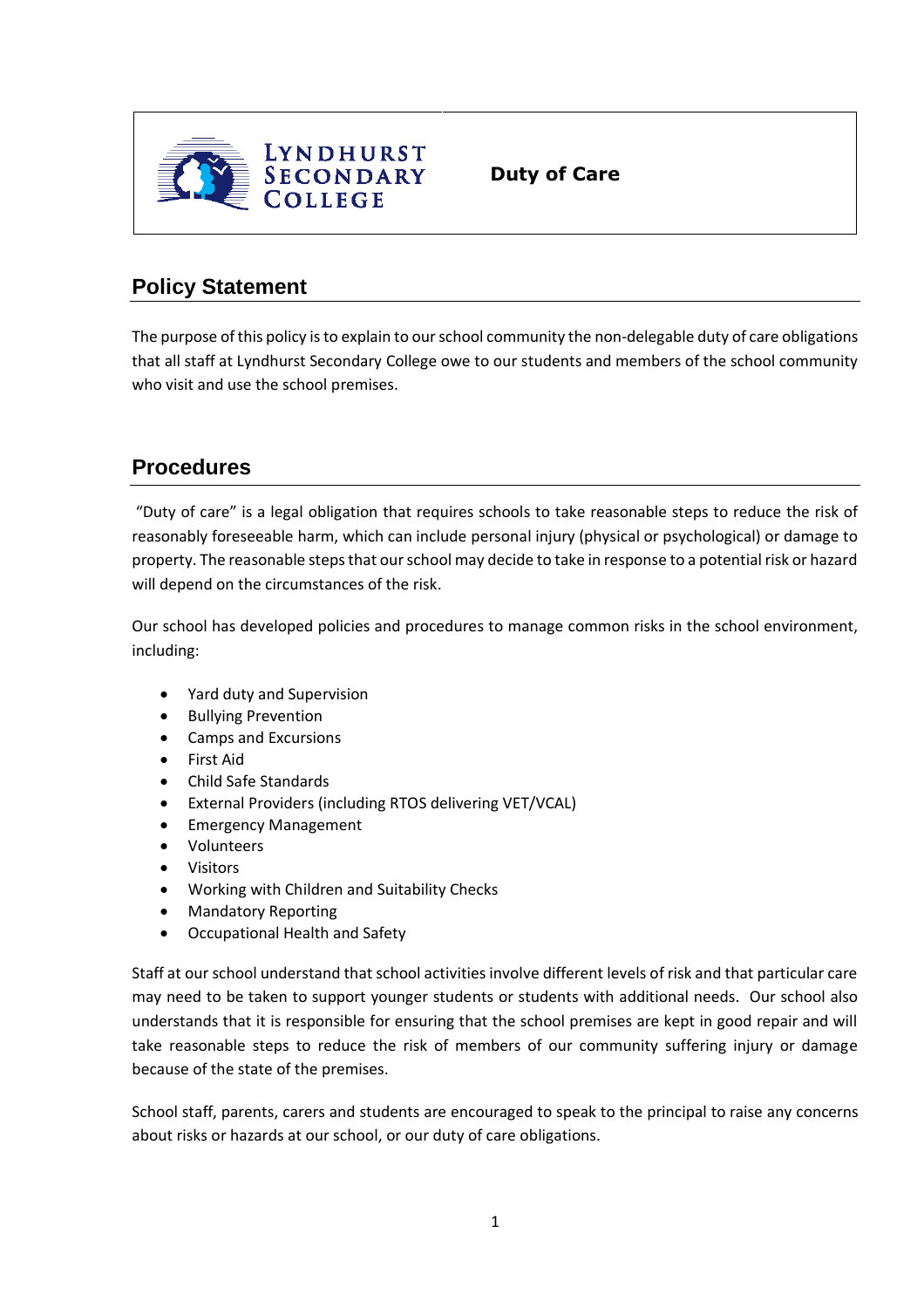**Lyndhurst Secondary College** | **Duty of Care**

## Policy Statement

The purpose of this policy is to explain to our school community the non-delegable duty of care obligations that all staff at Lyndhurst Secondary College owe to our students and members of the school community who visit and use the school premises.

## Procedures

"Duty of care" is a legal obligation that requires schools to take reasonable steps to reduce the risk of reasonably foreseeable harm, which can include personal injury (physical or psychological) or damage to property. The reasonable steps that our school may decide to take in response to a potential risk or hazard will depend on the circumstances of the risk.

Our school has developed policies and procedures to manage common risks in the school environment, including:

- Yard duty and Supervision
- Bullying Prevention
- Camps and Excursions
- First Aid
- Child Safe Standards
- External Providers (including RTOS delivering VET/VCAL)
- Emergency Management
- Volunteers
- Visitors
- Working with Children and Suitability Checks
- Mandatory Reporting
- Occupational Health and Safety

Staff at our school understand that school activities involve different levels of risk and that particular care may need to be taken to support younger students or students with additional needs. Our school also understands that it is responsible for ensuring that the school premises are kept in good repair and will take reasonable steps to reduce the risk of members of our community suffering injury or damage because of the state of the premises.

School staff, parents, carers and students are encouraged to speak to the principal to raise any concerns about risks or hazards at our school, or our duty of care obligations.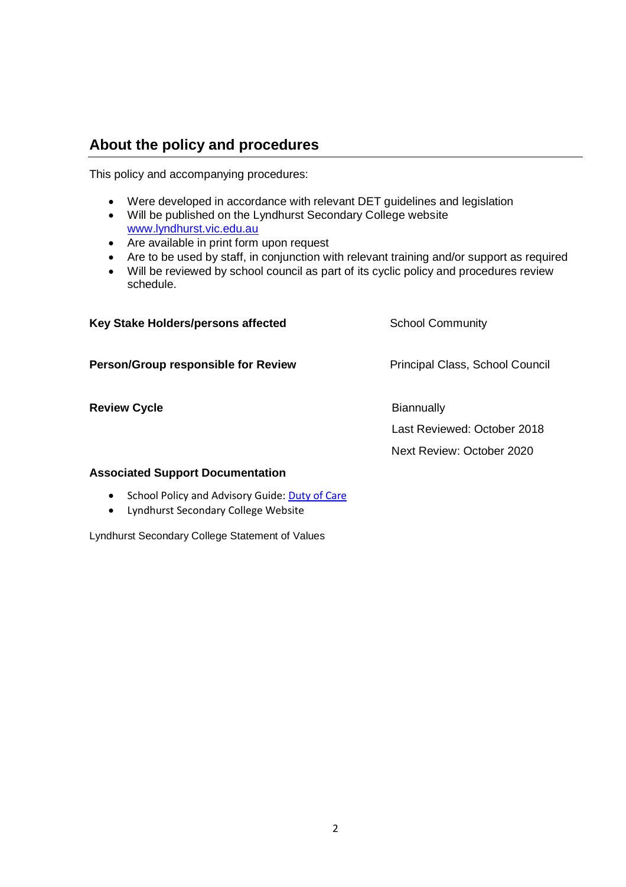## About the policy and procedures

This policy and accompanying procedures:

- Were developed in accordance with relevant DET guidelines and legislation
- Will be published on the Lyndhurst Secondary College website [www.lyndhurst.vic.edu.au](http://www.lyndhurst.vic.edu.au)
- Are available in print form upon request
- Are to be used by staff, in conjunction with relevant training and/or support as required
- Will be reviewed by school council as part of its cyclic policy and procedures review schedule.

| | |
|---|---|
| **Key Stake Holders/persons affected** | School Community |
| **Person/Group responsible for Review** | Principal Class, School Council |
| **Review Cycle** | Biannually |
| | Last Reviewed: October 2018 |
| | Next Review: October 2020 |

**Associated Support Documentation**

- School Policy and Advisory Guide: Duty of Care
- Lyndhurst Secondary College Website

Lyndhurst Secondary College Statement of Values